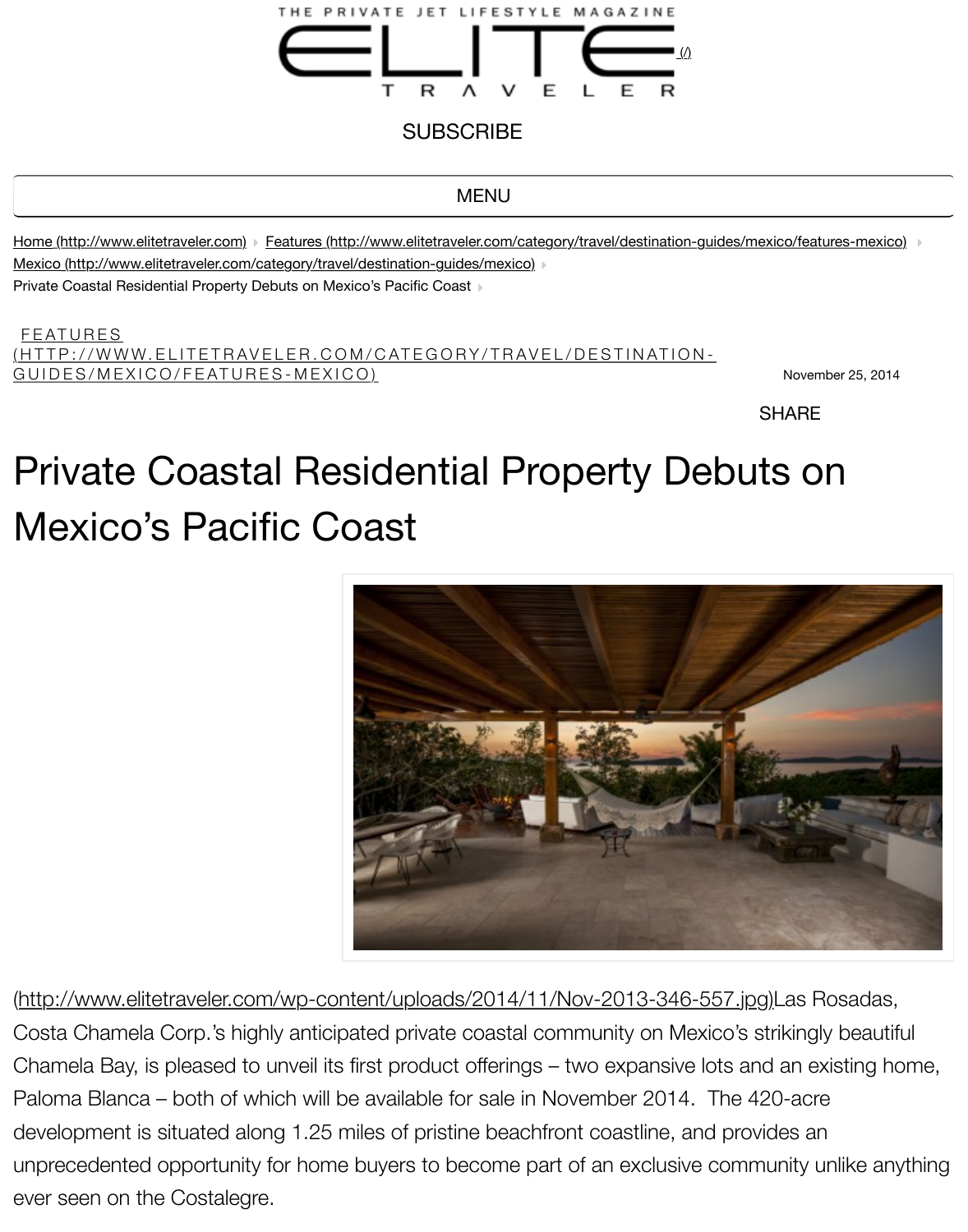THE PRIVATE JET LIFESTYLE MAGAZINE

ELITE TRAVELER (/)

SUBSCRIBE

MENU

Home (http://www.elitetraveler.com) › Features (http://www.elitetraveler.com/category/travel/destination-guides/mexico/features-mexico) › Mexico (http://www.elitetraveler.com/category/travel/destination-guides/mexico) › Private Coastal Residential Property Debuts on Mexico's Pacific Coast ›

FEATURES (HTTP://WWW.ELITETRAVELER.COM/CATEGORY/TRAVEL/DESTINATION-GUIDES/MEXICO/FEATURES-MEXICO)

November 25, 2014

SHARE

# Private Coastal Residential Property Debuts on Mexico's Pacific Coast

(http://www.elitetraveler.com/wp-content/uploads/2014/11/Nov-2013-346-557.jpg)Las Rosadas, Costa Chamela Corp.'s highly anticipated private coastal community on Mexico's strikingly beautiful Chamela Bay, is pleased to unveil its first product offerings – two expansive lots and an existing home, Paloma Blanca – both of which will be available for sale in November 2014. The 420-acre development is situated along 1.25 miles of pristine beachfront coastline, and provides an unprecedented opportunity for home buyers to become part of an exclusive community unlike anything ever seen on the Costalegre.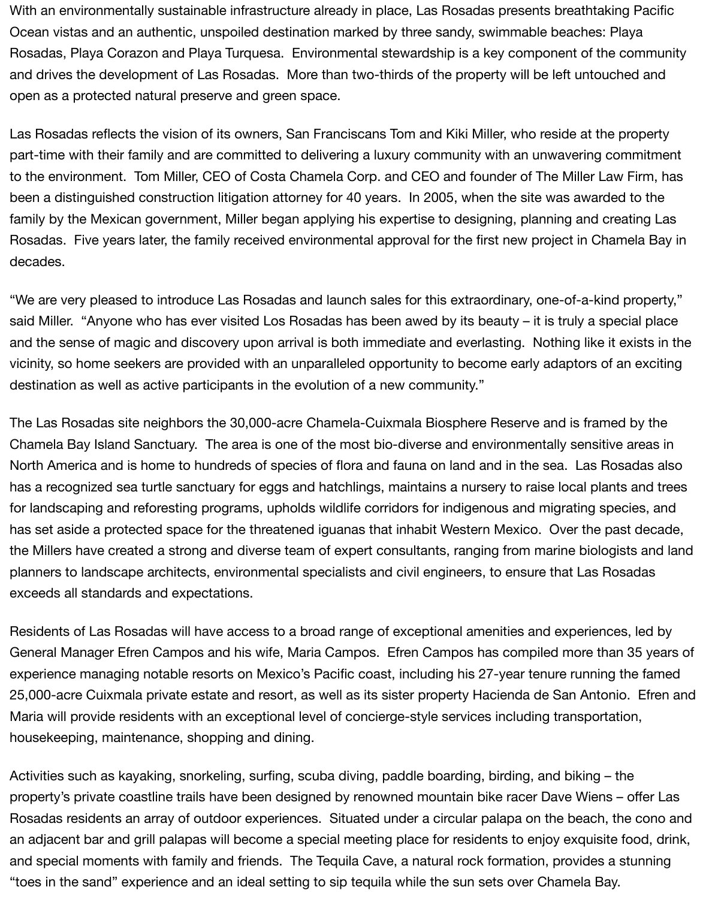With an environmentally sustainable infrastructure already in place, Las Rosadas presents breathtaking Pacific Ocean vistas and an authentic, unspoiled destination marked by three sandy, swimmable beaches: Playa Rosadas, Playa Corazon and Playa Turquesa. Environmental stewardship is a key component of the community and drives the development of Las Rosadas. More than two-thirds of the property will be left untouched and open as a protected natural preserve and green space.

Las Rosadas reflects the vision of its owners, San Franciscans Tom and Kiki Miller, who reside at the property part-time with their family and are committed to delivering a luxury community with an unwavering commitment to the environment. Tom Miller, CEO of Costa Chamela Corp. and CEO and founder of The Miller Law Firm, has been a distinguished construction litigation attorney for 40 years. In 2005, when the site was awarded to the family by the Mexican government, Miller began applying his expertise to designing, planning and creating Las Rosadas. Five years later, the family received environmental approval for the first new project in Chamela Bay in decades.

"We are very pleased to introduce Las Rosadas and launch sales for this extraordinary, one-of-a-kind property," said Miller. "Anyone who has ever visited Los Rosadas has been awed by its beauty – it is truly a special place and the sense of magic and discovery upon arrival is both immediate and everlasting. Nothing like it exists in the vicinity, so home seekers are provided with an unparalleled opportunity to become early adaptors of an exciting destination as well as active participants in the evolution of a new community."

The Las Rosadas site neighbors the 30,000-acre Chamela-Cuixmala Biosphere Reserve and is framed by the Chamela Bay Island Sanctuary. The area is one of the most bio-diverse and environmentally sensitive areas in North America and is home to hundreds of species of flora and fauna on land and in the sea. Las Rosadas also has a recognized sea turtle sanctuary for eggs and hatchlings, maintains a nursery to raise local plants and trees for landscaping and reforesting programs, upholds wildlife corridors for indigenous and migrating species, and has set aside a protected space for the threatened iguanas that inhabit Western Mexico. Over the past decade, the Millers have created a strong and diverse team of expert consultants, ranging from marine biologists and land planners to landscape architects, environmental specialists and civil engineers, to ensure that Las Rosadas exceeds all standards and expectations.

Residents of Las Rosadas will have access to a broad range of exceptional amenities and experiences, led by General Manager Efren Campos and his wife, Maria Campos. Efren Campos has compiled more than 35 years of experience managing notable resorts on Mexico's Pacific coast, including his 27-year tenure running the famed 25,000-acre Cuixmala private estate and resort, as well as its sister property Hacienda de San Antonio. Efren and Maria will provide residents with an exceptional level of concierge-style services including transportation, housekeeping, maintenance, shopping and dining.

Activities such as kayaking, snorkeling, surfing, scuba diving, paddle boarding, birding, and biking – the property's private coastline trails have been designed by renowned mountain bike racer Dave Wiens – offer Las Rosadas residents an array of outdoor experiences. Situated under a circular palapa on the beach, the cono and an adjacent bar and grill palapas will become a special meeting place for residents to enjoy exquisite food, drink, and special moments with family and friends. The Tequila Cave, a natural rock formation, provides a stunning "toes in the sand" experience and an ideal setting to sip tequila while the sun sets over Chamela Bay.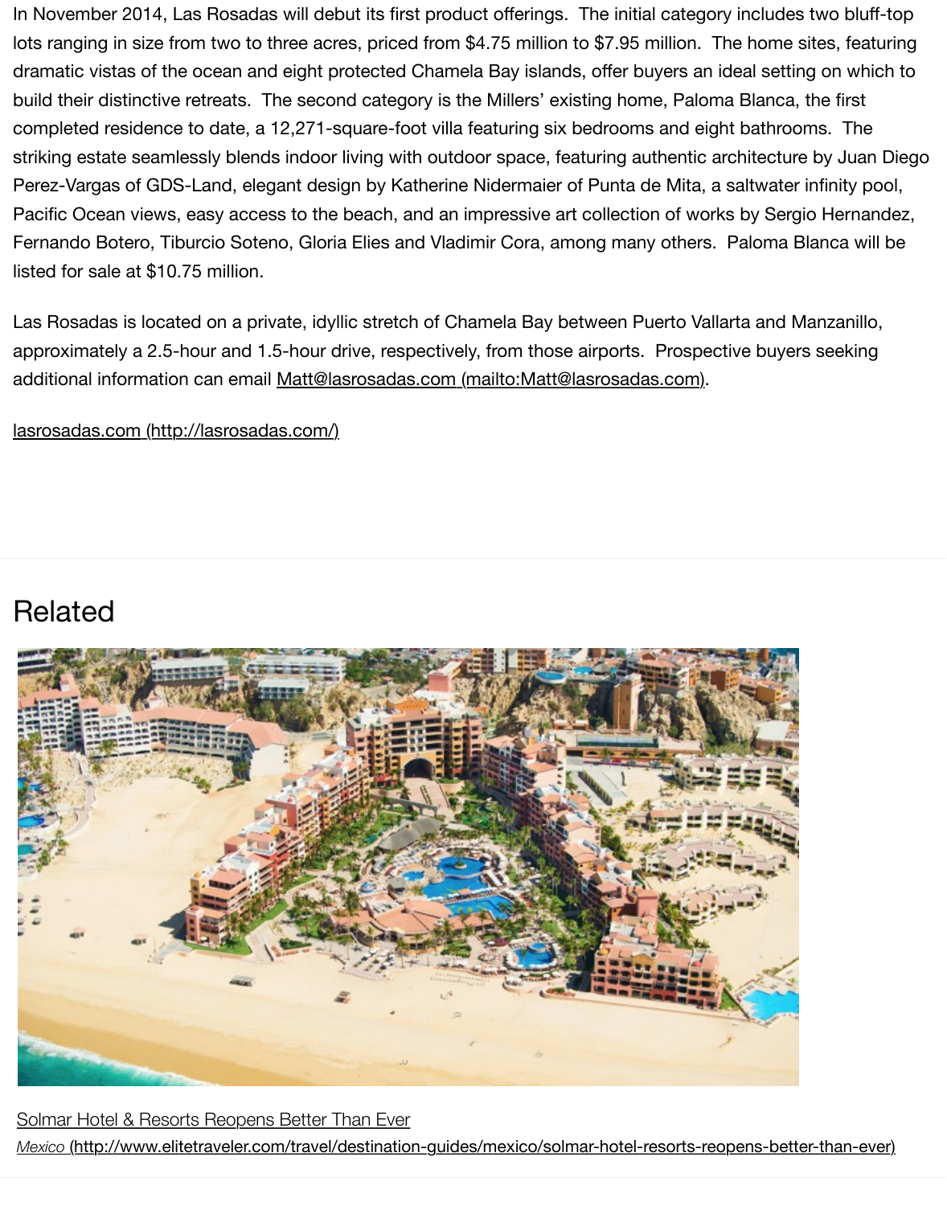In November 2014, Las Rosadas will debut its first product offerings. The initial category includes two bluff-top lots ranging in size from two to three acres, priced from $4.75 million to $7.95 million. The home sites, featuring dramatic vistas of the ocean and eight protected Chamela Bay islands, offer buyers an ideal setting on which to build their distinctive retreats. The second category is the Millers' existing home, Paloma Blanca, the first completed residence to date, a 12,271-square-foot villa featuring six bedrooms and eight bathrooms. The striking estate seamlessly blends indoor living with outdoor space, featuring authentic architecture by Juan Diego Perez-Vargas of GDS-Land, elegant design by Katherine Nidermaier of Punta de Mita, a saltwater infinity pool, Pacific Ocean views, easy access to the beach, and an impressive art collection of works by Sergio Hernandez, Fernando Botero, Tiburcio Soteno, Gloria Elies and Vladimir Cora, among many others. Paloma Blanca will be listed for sale at $10.75 million.

Las Rosadas is located on a private, idyllic stretch of Chamela Bay between Puerto Vallarta and Manzanillo, approximately a 2.5-hour and 1.5-hour drive, respectively, from those airports. Prospective buyers seeking additional information can email [Matt@lasrosadas.com (mailto:Matt@lasrosadas.com)](mailto:Matt@lasrosadas.com).

[lasrosadas.com (http://lasrosadas.com/)](http://lasrosadas.com/)

## Related

[Solmar Hotel & Resorts Reopens Better Than Ever](http://www.elitetraveler.com/travel/destination-guides/mexico/solmar-hotel-resorts-reopens-better-than-ever)

*Mexico* [(http://www.elitetraveler.com/travel/destination-guides/mexico/solmar-hotel-resorts-reopens-better-than-ever)](http://www.elitetraveler.com/travel/destination-guides/mexico/solmar-hotel-resorts-reopens-better-than-ever)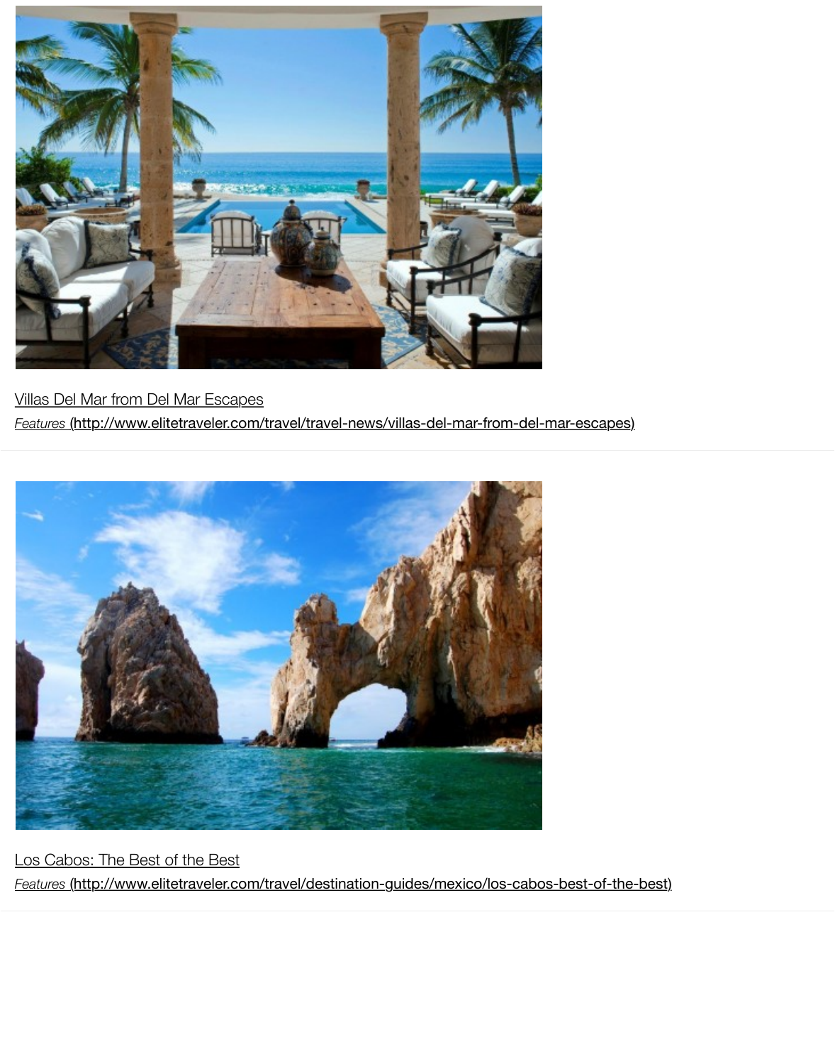Villas Del Mar from Del Mar Escapes

*Features* (http://www.elitetraveler.com/travel/travel-news/villas-del-mar-from-del-mar-escapes)

Los Cabos: The Best of the Best

*Features* (http://www.elitetraveler.com/travel/destination-guides/mexico/los-cabos-best-of-the-best)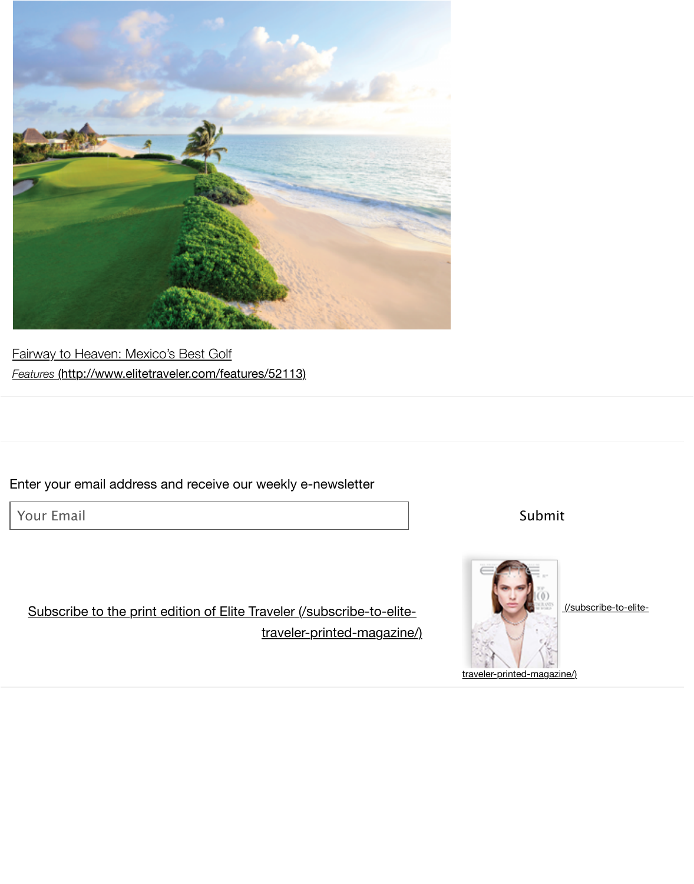Fairway to Heaven: Mexico's Best Golf

*Features* (http://www.elitetraveler.com/features/52113)

Enter your email address and receive our weekly e-newsletter

Your Email

Submit

Subscribe to the print edition of Elite Traveler (/subscribe-to-elite-traveler-printed-magazine/)

(/subscribe-to-elite-traveler-printed-magazine/)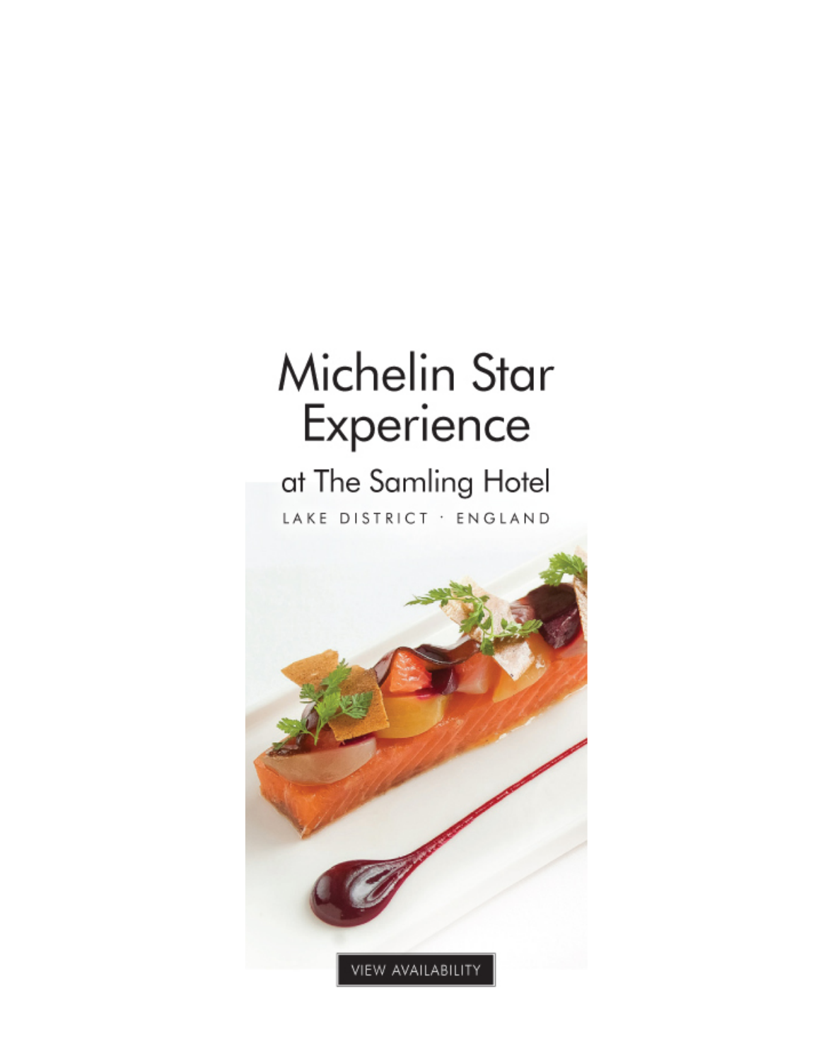# Michelin Star Experience

## at The Samling Hotel

LAKE DISTRICT · ENGLAND

VIEW AVAILABILITY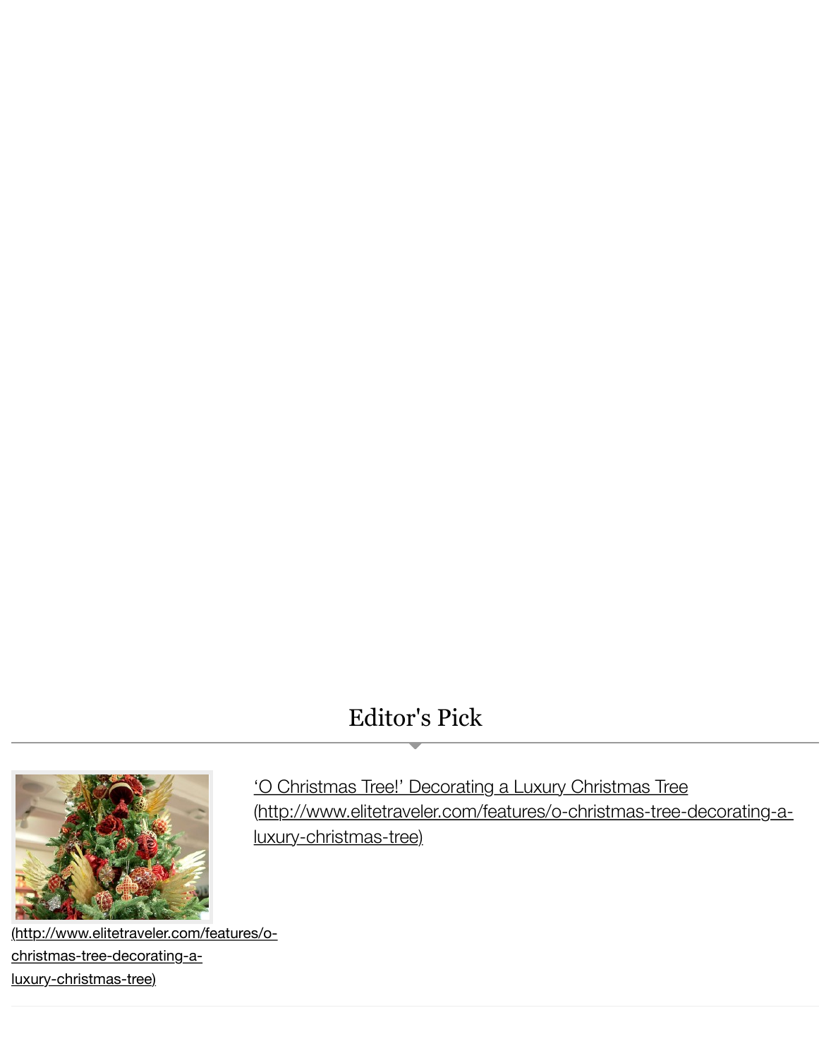## Editor's Pick

['O Christmas Tree!' Decorating a Luxury Christmas Tree (http://www.elitetraveler.com/features/o-christmas-tree-decorating-a-luxury-christmas-tree)](http://www.elitetraveler.com/features/o-christmas-tree-decorating-a-luxury-christmas-tree)

[(http://www.elitetraveler.com/features/o-christmas-tree-decorating-a-luxury-christmas-tree)](http://www.elitetraveler.com/features/o-christmas-tree-decorating-a-luxury-christmas-tree)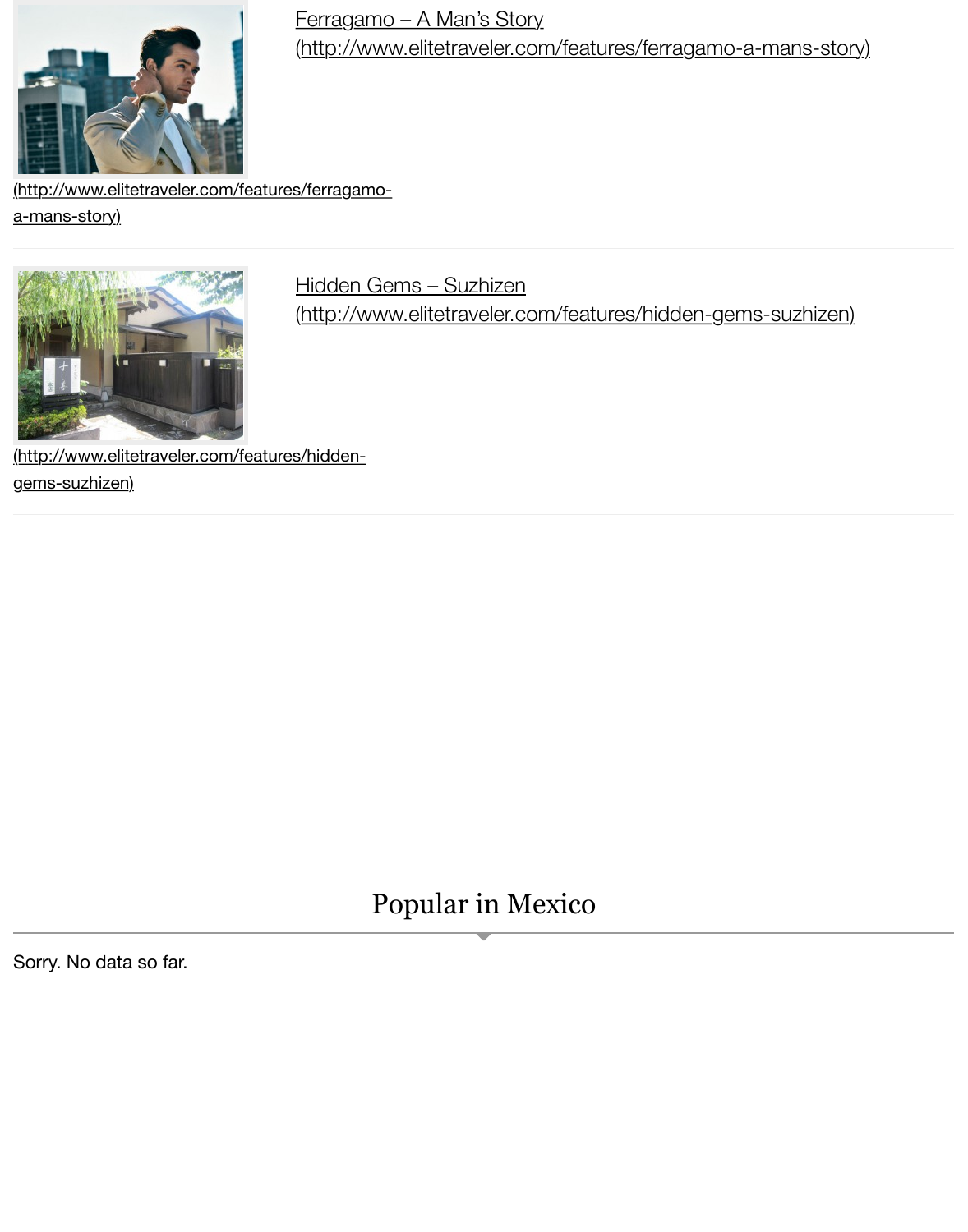[Ferragamo – A Man's Story (http://www.elitetraveler.com/features/ferragamo-a-mans-story)]

(http://www.elitetraveler.com/features/ferragamo-a-mans-story)

---

[Hidden Gems – Suzhizen (http://www.elitetraveler.com/features/hidden-gems-suzhizen)]

(http://www.elitetraveler.com/features/hidden-gems-suzhizen)

---

## Popular in Mexico

Sorry. No data so far.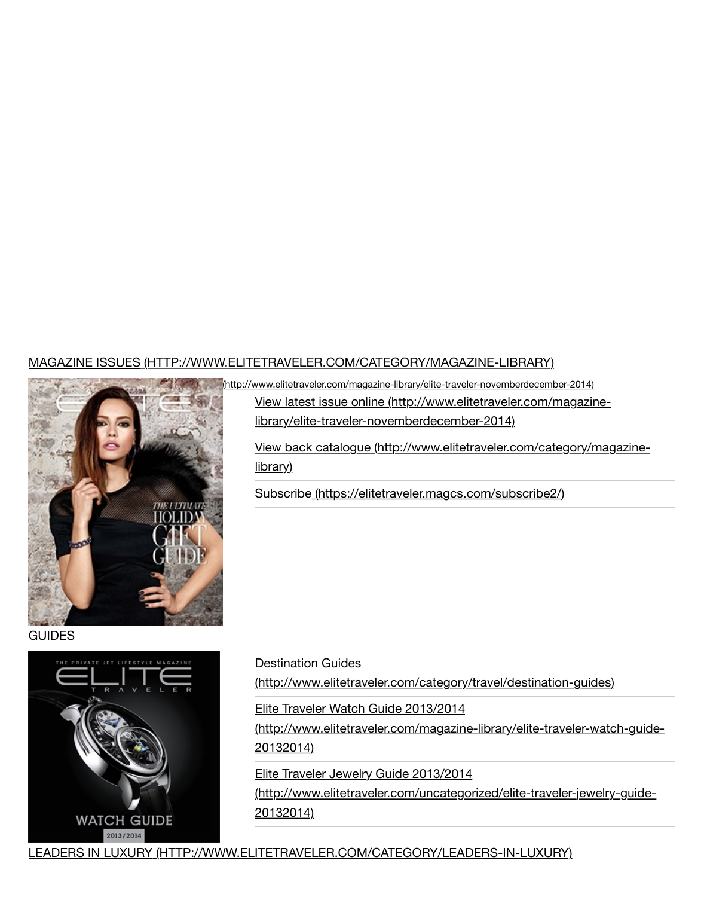MAGAZINE ISSUES (HTTP://WWW.ELITETRAVELER.COM/CATEGORY/MAGAZINE-LIBRARY)

(http://www.elitetraveler.com/magazine-library/elite-traveler-novemberdecember-2014)

- View latest issue online (http://www.elitetraveler.com/magazine-library/elite-traveler-novemberdecember-2014)
- View back catalogue (http://www.elitetraveler.com/category/magazine-library)
- Subscribe (https://elitetraveler.magcs.com/subscribe2/)

GUIDES

- Destination Guides (http://www.elitetraveler.com/category/travel/destination-guides)
- Elite Traveler Watch Guide 2013/2014 (http://www.elitetraveler.com/magazine-library/elite-traveler-watch-guide-20132014)
- Elite Traveler Jewelry Guide 2013/2014 (http://www.elitetraveler.com/uncategorized/elite-traveler-jewelry-guide-20132014)

LEADERS IN LUXURY (HTTP://WWW.ELITETRAVELER.COM/CATEGORY/LEADERS-IN-LUXURY)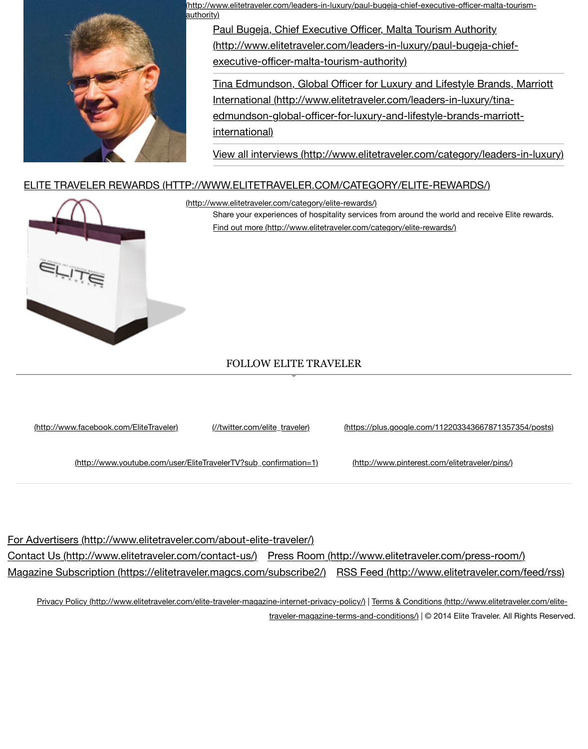(http://www.elitetraveler.com/leaders-in-luxury/paul-bugeja-chief-executive-officer-malta-tourism-authority)

Paul Bugeja, Chief Executive Officer, Malta Tourism Authority (http://www.elitetraveler.com/leaders-in-luxury/paul-bugeja-chief-executive-officer-malta-tourism-authority)

Tina Edmundson, Global Officer for Luxury and Lifestyle Brands, Marriott International (http://www.elitetraveler.com/leaders-in-luxury/tina-edmundson-global-officer-for-luxury-and-lifestyle-brands-marriott-international)

View all interviews (http://www.elitetraveler.com/category/leaders-in-luxury)

ELITE TRAVELER REWARDS (HTTP://WWW.ELITETRAVELER.COM/CATEGORY/ELITE-REWARDS/)

(http://www.elitetraveler.com/category/elite-rewards/)

Share your experiences of hospitality services from around the world and receive Elite rewards.

Find out more (http://www.elitetraveler.com/category/elite-rewards/)

FOLLOW ELITE TRAVELER

(http://www.facebook.com/EliteTraveler) (//twitter.com/elite_traveler) (https://plus.google.com/112203343667871357354/posts)

(http://www.youtube.com/user/EliteTravelerTV?sub_confirmation=1) (http://www.pinterest.com/elitetraveler/pins/)

For Advertisers (http://www.elitetraveler.com/about-elite-traveler/)
Contact Us (http://www.elitetraveler.com/contact-us/) Press Room (http://www.elitetraveler.com/press-room/)
Magazine Subscription (https://elitetraveler.magcs.com/subscribe2/) RSS Feed (http://www.elitetraveler.com/feed/rss)

Privacy Policy (http://www.elitetraveler.com/elite-traveler-magazine-internet-privacy-policy/) | Terms & Conditions (http://www.elitetraveler.com/elite-traveler-magazine-terms-and-conditions/) | © 2014 Elite Traveler. All Rights Reserved.